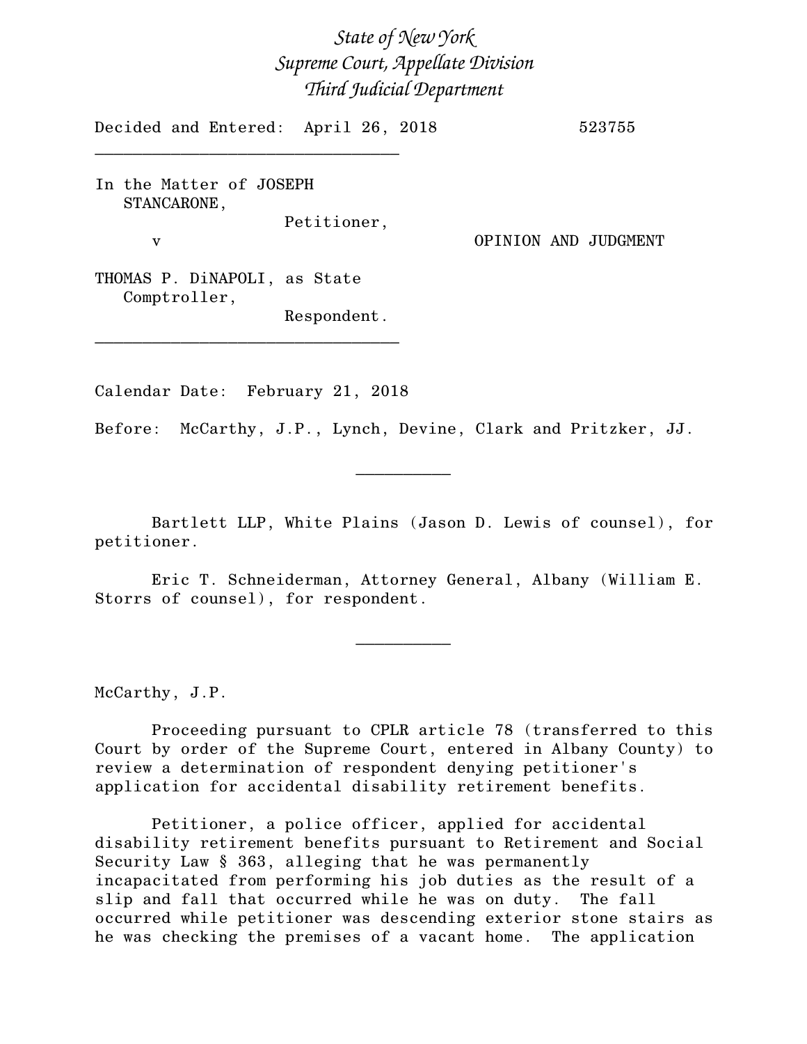*State of New York*
*Supreme Court, Appellate Division*
*Third Judicial Department*

Decided and Entered: April 26, 2018 — 523755

---

In the Matter of JOSEPH STANCARONE,
Petitioner,

v

THOMAS P. DiNAPOLI, as State Comptroller,
Respondent.

OPINION AND JUDGMENT

---

Calendar Date: February 21, 2018

Before: McCarthy, J.P., Lynch, Devine, Clark and Pritzker, JJ.

---

Bartlett LLP, White Plains (Jason D. Lewis of counsel), for petitioner.

Eric T. Schneiderman, Attorney General, Albany (William E. Storrs of counsel), for respondent.

---

McCarthy, J.P.

Proceeding pursuant to CPLR article 78 (transferred to this Court by order of the Supreme Court, entered in Albany County) to review a determination of respondent denying petitioner's application for accidental disability retirement benefits.

Petitioner, a police officer, applied for accidental disability retirement benefits pursuant to Retirement and Social Security Law § 363, alleging that he was permanently incapacitated from performing his job duties as the result of a slip and fall that occurred while he was on duty. The fall occurred while petitioner was descending exterior stone stairs as he was checking the premises of a vacant home. The application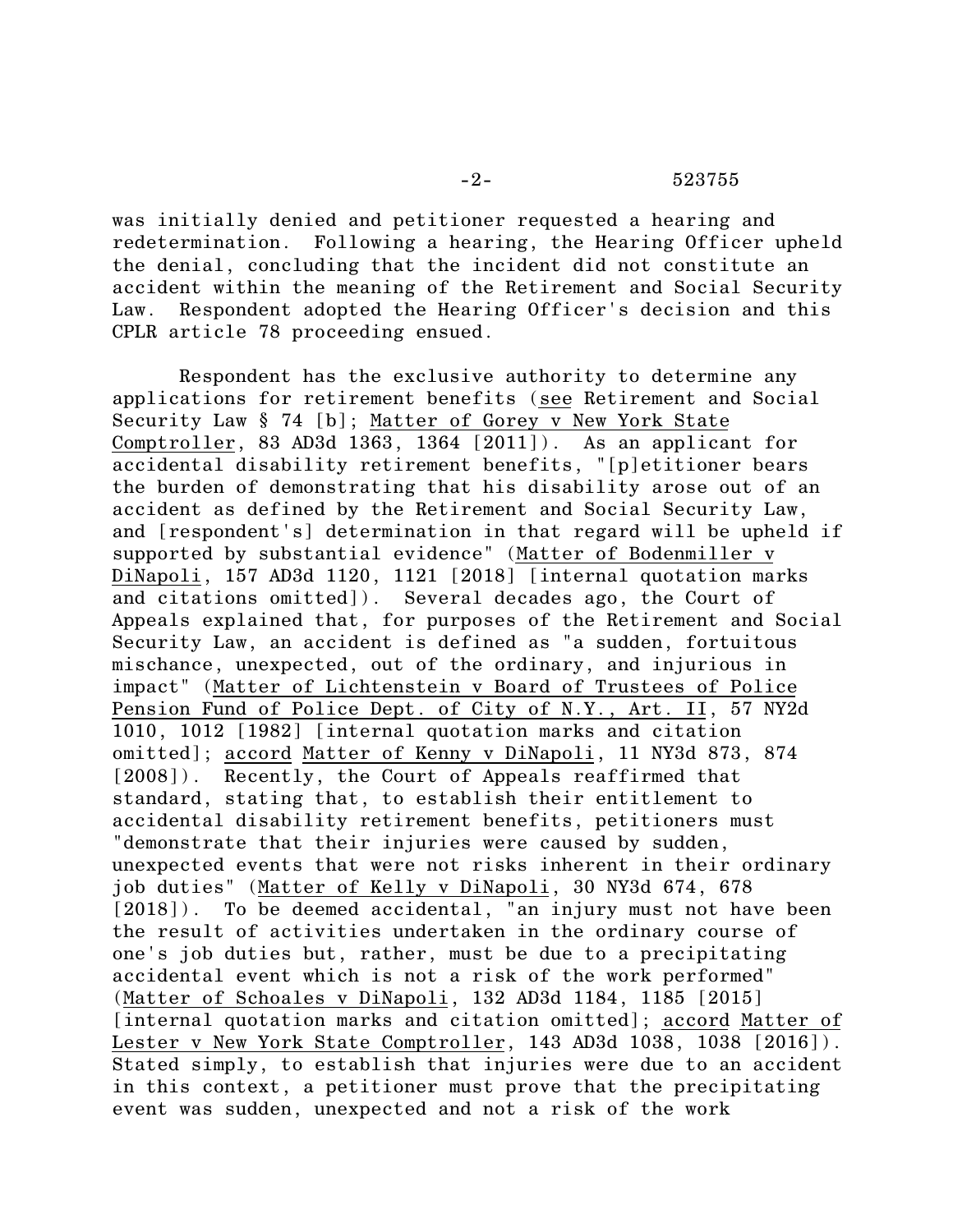was initially denied and petitioner requested a hearing and redetermination. Following a hearing, the Hearing Officer upheld the denial, concluding that the incident did not constitute an accident within the meaning of the Retirement and Social Security Law. Respondent adopted the Hearing Officer's decision and this CPLR article 78 proceeding ensued.

Respondent has the exclusive authority to determine any applications for retirement benefits (see Retirement and Social Security Law § 74 [b]; Matter of Gorey v New York State Comptroller, 83 AD3d 1363, 1364 [2011]). As an applicant for accidental disability retirement benefits, "[p]etitioner bears the burden of demonstrating that his disability arose out of an accident as defined by the Retirement and Social Security Law, and [respondent's] determination in that regard will be upheld if supported by substantial evidence" (Matter of Bodenmiller v DiNapoli, 157 AD3d 1120, 1121 [2018] [internal quotation marks and citations omitted]). Several decades ago, the Court of Appeals explained that, for purposes of the Retirement and Social Security Law, an accident is defined as "a sudden, fortuitous mischance, unexpected, out of the ordinary, and injurious in impact" (Matter of Lichtenstein v Board of Trustees of Police Pension Fund of Police Dept. of City of N.Y., Art. II, 57 NY2d 1010, 1012 [1982] [internal quotation marks and citation omitted]; accord Matter of Kenny v DiNapoli, 11 NY3d 873, 874 [2008]). Recently, the Court of Appeals reaffirmed that standard, stating that, to establish their entitlement to accidental disability retirement benefits, petitioners must "demonstrate that their injuries were caused by sudden, unexpected events that were not risks inherent in their ordinary job duties" (Matter of Kelly v DiNapoli, 30 NY3d 674, 678 [2018]). To be deemed accidental, "an injury must not have been the result of activities undertaken in the ordinary course of one's job duties but, rather, must be due to a precipitating accidental event which is not a risk of the work performed" (Matter of Schoales v DiNapoli, 132 AD3d 1184, 1185 [2015] [internal quotation marks and citation omitted]; accord Matter of Lester v New York State Comptroller, 143 AD3d 1038, 1038 [2016]). Stated simply, to establish that injuries were due to an accident in this context, a petitioner must prove that the precipitating event was sudden, unexpected and not a risk of the work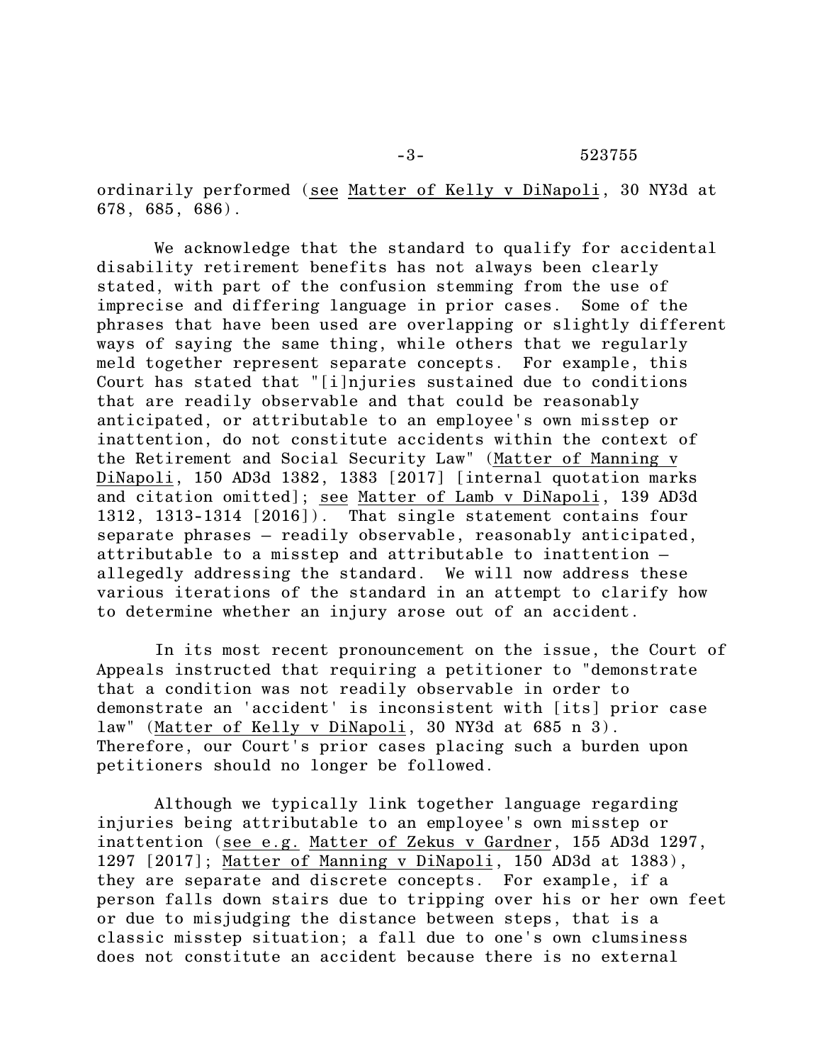ordinarily performed (see Matter of Kelly v DiNapoli, 30 NY3d at 678, 685, 686).

We acknowledge that the standard to qualify for accidental disability retirement benefits has not always been clearly stated, with part of the confusion stemming from the use of imprecise and differing language in prior cases. Some of the phrases that have been used are overlapping or slightly different ways of saying the same thing, while others that we regularly meld together represent separate concepts. For example, this Court has stated that "[i]njuries sustained due to conditions that are readily observable and that could be reasonably anticipated, or attributable to an employee's own misstep or inattention, do not constitute accidents within the context of the Retirement and Social Security Law" (Matter of Manning v DiNapoli, 150 AD3d 1382, 1383 [2017] [internal quotation marks and citation omitted]; see Matter of Lamb v DiNapoli, 139 AD3d 1312, 1313-1314 [2016]). That single statement contains four separate phrases – readily observable, reasonably anticipated, attributable to a misstep and attributable to inattention – allegedly addressing the standard. We will now address these various iterations of the standard in an attempt to clarify how to determine whether an injury arose out of an accident.

In its most recent pronouncement on the issue, the Court of Appeals instructed that requiring a petitioner to "demonstrate that a condition was not readily observable in order to demonstrate an 'accident' is inconsistent with [its] prior case law" (Matter of Kelly v DiNapoli, 30 NY3d at 685 n 3). Therefore, our Court's prior cases placing such a burden upon petitioners should no longer be followed.

Although we typically link together language regarding injuries being attributable to an employee's own misstep or inattention (see e.g. Matter of Zekus v Gardner, 155 AD3d 1297, 1297 [2017]; Matter of Manning v DiNapoli, 150 AD3d at 1383), they are separate and discrete concepts. For example, if a person falls down stairs due to tripping over his or her own feet or due to misjudging the distance between steps, that is a classic misstep situation; a fall due to one's own clumsiness does not constitute an accident because there is no external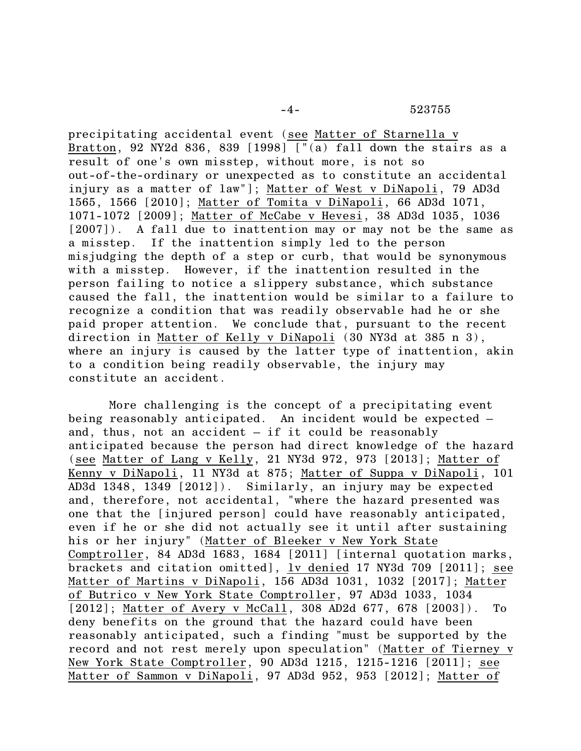precipitating accidental event (see Matter of Starnella v Bratton, 92 NY2d 836, 839 [1998] ["(a) fall down the stairs as a result of one's own misstep, without more, is not so out-of-the-ordinary or unexpected as to constitute an accidental injury as a matter of law"]; Matter of West v DiNapoli, 79 AD3d 1565, 1566 [2010]; Matter of Tomita v DiNapoli, 66 AD3d 1071, 1071-1072 [2009]; Matter of McCabe v Hevesi, 38 AD3d 1035, 1036 [2007]). A fall due to inattention may or may not be the same as a misstep. If the inattention simply led to the person misjudging the depth of a step or curb, that would be synonymous with a misstep. However, if the inattention resulted in the person failing to notice a slippery substance, which substance caused the fall, the inattention would be similar to a failure to recognize a condition that was readily observable had he or she paid proper attention. We conclude that, pursuant to the recent direction in Matter of Kelly v DiNapoli (30 NY3d at 385 n 3), where an injury is caused by the latter type of inattention, akin to a condition being readily observable, the injury may constitute an accident.

More challenging is the concept of a precipitating event being reasonably anticipated. An incident would be expected – and, thus, not an accident – if it could be reasonably anticipated because the person had direct knowledge of the hazard (see Matter of Lang v Kelly, 21 NY3d 972, 973 [2013]; Matter of Kenny v DiNapoli, 11 NY3d at 875; Matter of Suppa v DiNapoli, 101 AD3d 1348, 1349 [2012]). Similarly, an injury may be expected and, therefore, not accidental, "where the hazard presented was one that the [injured person] could have reasonably anticipated, even if he or she did not actually see it until after sustaining his or her injury" (Matter of Bleeker v New York State Comptroller, 84 AD3d 1683, 1684 [2011] [internal quotation marks, brackets and citation omitted], lv denied 17 NY3d 709 [2011]; see Matter of Martins v DiNapoli, 156 AD3d 1031, 1032 [2017]; Matter of Butrico v New York State Comptroller, 97 AD3d 1033, 1034 [2012]; Matter of Avery v McCall, 308 AD2d 677, 678 [2003]). To deny benefits on the ground that the hazard could have been reasonably anticipated, such a finding "must be supported by the record and not rest merely upon speculation" (Matter of Tierney v New York State Comptroller, 90 AD3d 1215, 1215-1216 [2011]; see Matter of Sammon v DiNapoli, 97 AD3d 952, 953 [2012]; Matter of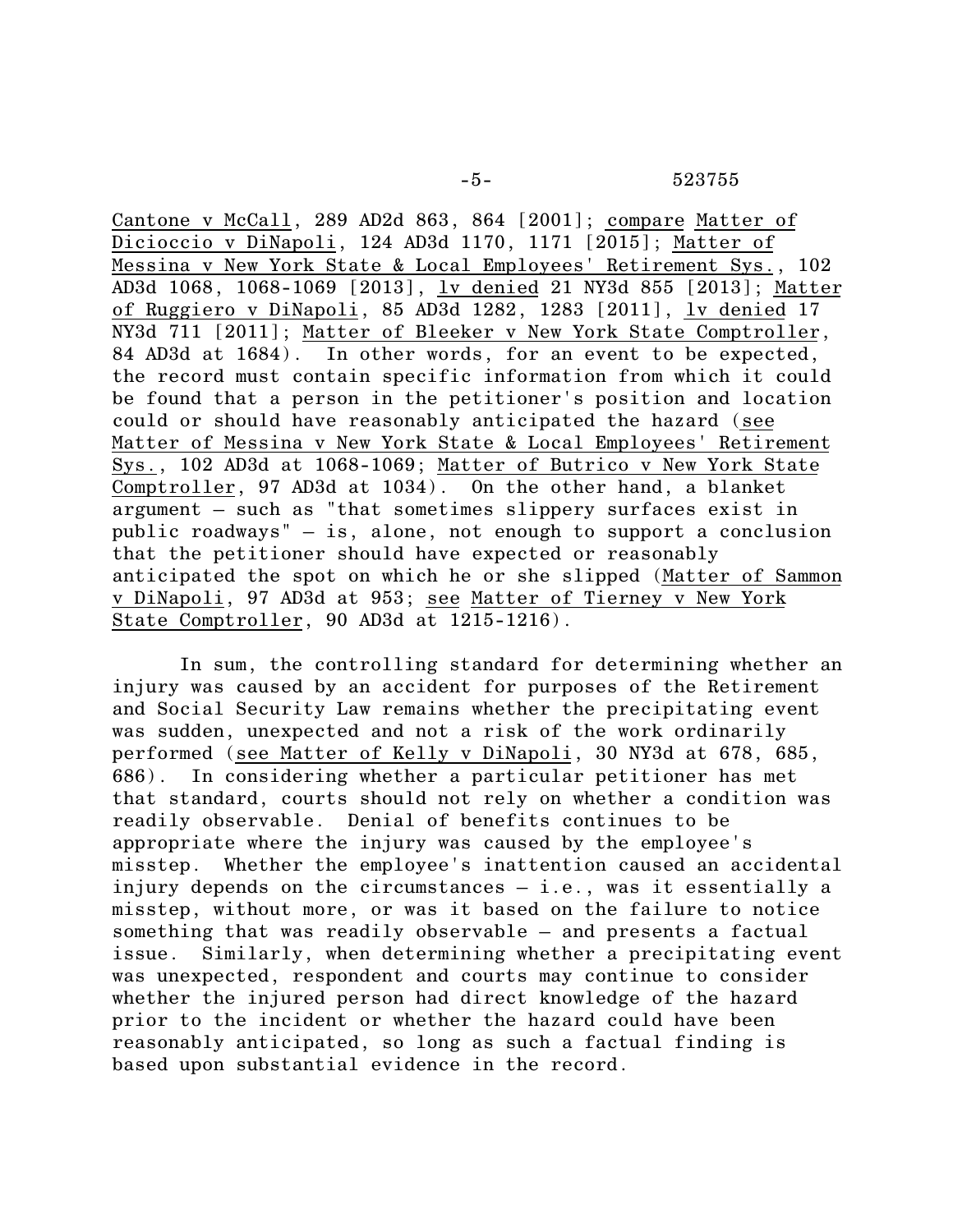Cantone v McCall, 289 AD2d 863, 864 [2001]; compare Matter of Dicioccio v DiNapoli, 124 AD3d 1170, 1171 [2015]; Matter of Messina v New York State & Local Employees' Retirement Sys., 102 AD3d 1068, 1068-1069 [2013], lv denied 21 NY3d 855 [2013]; Matter of Ruggiero v DiNapoli, 85 AD3d 1282, 1283 [2011], lv denied 17 NY3d 711 [2011]; Matter of Bleeker v New York State Comptroller, 84 AD3d at 1684). In other words, for an event to be expected, the record must contain specific information from which it could be found that a person in the petitioner's position and location could or should have reasonably anticipated the hazard (see Matter of Messina v New York State & Local Employees' Retirement Sys., 102 AD3d at 1068-1069; Matter of Butrico v New York State Comptroller, 97 AD3d at 1034). On the other hand, a blanket argument – such as "that sometimes slippery surfaces exist in public roadways" – is, alone, not enough to support a conclusion that the petitioner should have expected or reasonably anticipated the spot on which he or she slipped (Matter of Sammon v DiNapoli, 97 AD3d at 953; see Matter of Tierney v New York State Comptroller, 90 AD3d at 1215-1216).

In sum, the controlling standard for determining whether an injury was caused by an accident for purposes of the Retirement and Social Security Law remains whether the precipitating event was sudden, unexpected and not a risk of the work ordinarily performed (see Matter of Kelly v DiNapoli, 30 NY3d at 678, 685, 686). In considering whether a particular petitioner has met that standard, courts should not rely on whether a condition was readily observable. Denial of benefits continues to be appropriate where the injury was caused by the employee's misstep. Whether the employee's inattention caused an accidental injury depends on the circumstances – i.e., was it essentially a misstep, without more, or was it based on the failure to notice something that was readily observable – and presents a factual issue. Similarly, when determining whether a precipitating event was unexpected, respondent and courts may continue to consider whether the injured person had direct knowledge of the hazard prior to the incident or whether the hazard could have been reasonably anticipated, so long as such a factual finding is based upon substantial evidence in the record.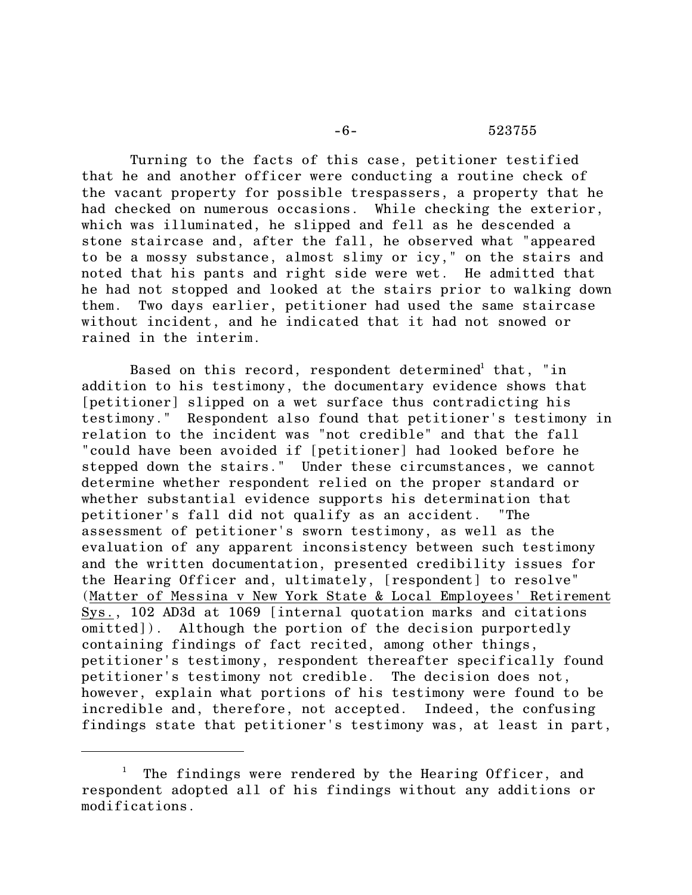Turning to the facts of this case, petitioner testified that he and another officer were conducting a routine check of the vacant property for possible trespassers, a property that he had checked on numerous occasions. While checking the exterior, which was illuminated, he slipped and fell as he descended a stone staircase and, after the fall, he observed what "appeared to be a mossy substance, almost slimy or icy," on the stairs and noted that his pants and right side were wet. He admitted that he had not stopped and looked at the stairs prior to walking down them. Two days earlier, petitioner had used the same staircase without incident, and he indicated that it had not snowed or rained in the interim.

Based on this record, respondent determined[1] that, "in addition to his testimony, the documentary evidence shows that [petitioner] slipped on a wet surface thus contradicting his testimony." Respondent also found that petitioner's testimony in relation to the incident was "not credible" and that the fall "could have been avoided if [petitioner] had looked before he stepped down the stairs." Under these circumstances, we cannot determine whether respondent relied on the proper standard or whether substantial evidence supports his determination that petitioner's fall did not qualify as an accident. "The assessment of petitioner's sworn testimony, as well as the evaluation of any apparent inconsistency between such testimony and the written documentation, presented credibility issues for the Hearing Officer and, ultimately, [respondent] to resolve" (Matter of Messina v New York State & Local Employees' Retirement Sys., 102 AD3d at 1069 [internal quotation marks and citations omitted]). Although the portion of the decision purportedly containing findings of fact recited, among other things, petitioner's testimony, respondent thereafter specifically found petitioner's testimony not credible. The decision does not, however, explain what portions of his testimony were found to be incredible and, therefore, not accepted. Indeed, the confusing findings state that petitioner's testimony was, at least in part,

---

[1] The findings were rendered by the Hearing Officer, and respondent adopted all of his findings without any additions or modifications.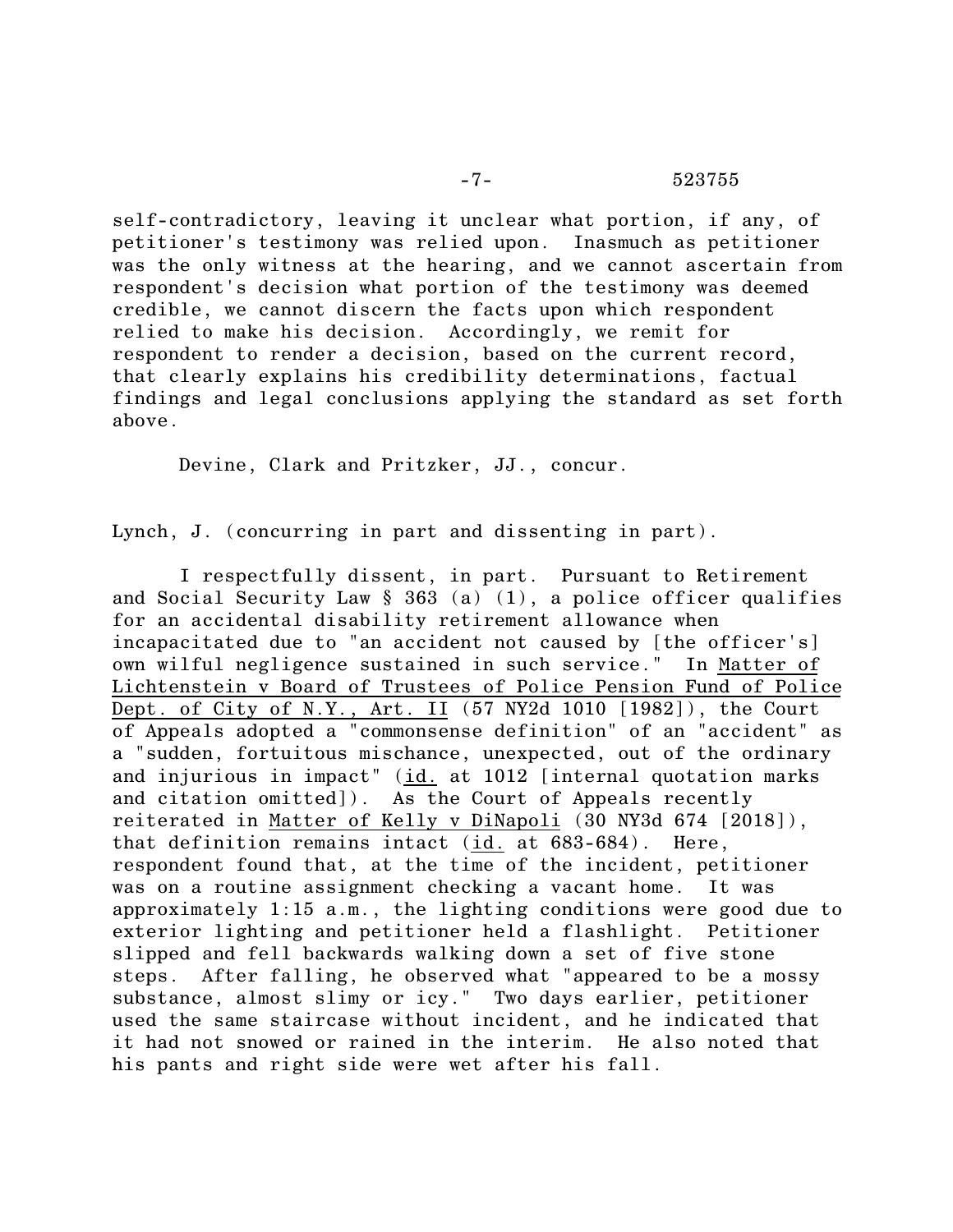self-contradictory, leaving it unclear what portion, if any, of petitioner's testimony was relied upon. Inasmuch as petitioner was the only witness at the hearing, and we cannot ascertain from respondent's decision what portion of the testimony was deemed credible, we cannot discern the facts upon which respondent relied to make his decision. Accordingly, we remit for respondent to render a decision, based on the current record, that clearly explains his credibility determinations, factual findings and legal conclusions applying the standard as set forth above.

Devine, Clark and Pritzker, JJ., concur.

Lynch, J. (concurring in part and dissenting in part).

I respectfully dissent, in part. Pursuant to Retirement and Social Security Law § 363 (a) (1), a police officer qualifies for an accidental disability retirement allowance when incapacitated due to "an accident not caused by [the officer's] own wilful negligence sustained in such service." In Matter of Lichtenstein v Board of Trustees of Police Pension Fund of Police Dept. of City of N.Y., Art. II (57 NY2d 1010 [1982]), the Court of Appeals adopted a "commonsense definition" of an "accident" as a "sudden, fortuitous mischance, unexpected, out of the ordinary and injurious in impact" (id. at 1012 [internal quotation marks and citation omitted]). As the Court of Appeals recently reiterated in Matter of Kelly v DiNapoli (30 NY3d 674 [2018]), that definition remains intact (id. at 683-684). Here, respondent found that, at the time of the incident, petitioner was on a routine assignment checking a vacant home. It was approximately 1:15 a.m., the lighting conditions were good due to exterior lighting and petitioner held a flashlight. Petitioner slipped and fell backwards walking down a set of five stone steps. After falling, he observed what "appeared to be a mossy substance, almost slimy or icy." Two days earlier, petitioner used the same staircase without incident, and he indicated that it had not snowed or rained in the interim. He also noted that his pants and right side were wet after his fall.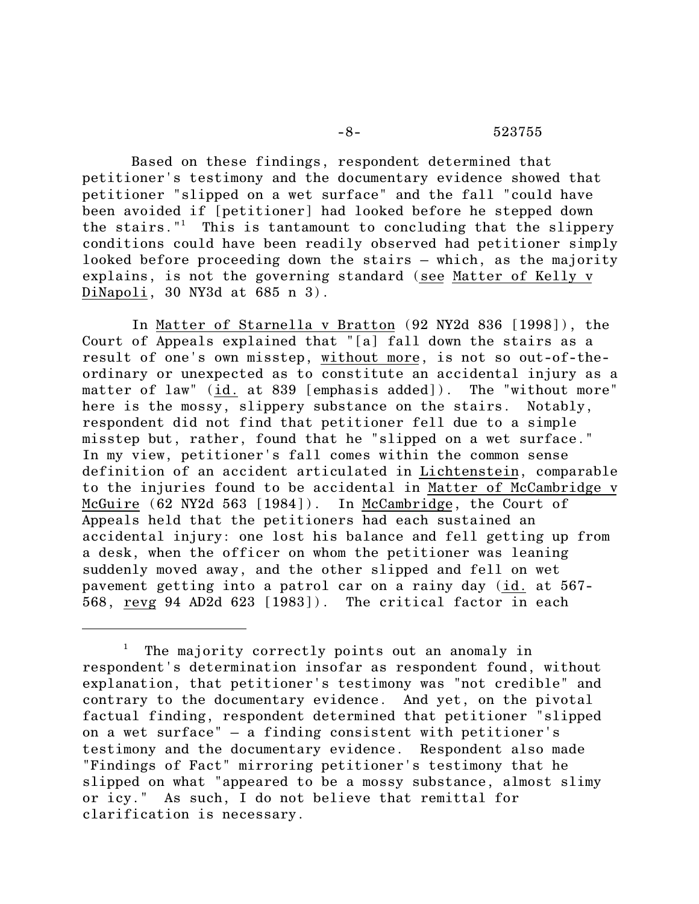Based on these findings, respondent determined that petitioner's testimony and the documentary evidence showed that petitioner "slipped on a wet surface" and the fall "could have been avoided if [petitioner] had looked before he stepped down the stairs."[1] This is tantamount to concluding that the slippery conditions could have been readily observed had petitioner simply looked before proceeding down the stairs – which, as the majority explains, is not the governing standard (see Matter of Kelly v DiNapoli, 30 NY3d at 685 n 3).

In Matter of Starnella v Bratton (92 NY2d 836 [1998]), the Court of Appeals explained that "[a] fall down the stairs as a result of one's own misstep, without more, is not so out-of-the-ordinary or unexpected as to constitute an accidental injury as a matter of law" (id. at 839 [emphasis added]). The "without more" here is the mossy, slippery substance on the stairs. Notably, respondent did not find that petitioner fell due to a simple misstep but, rather, found that he "slipped on a wet surface." In my view, petitioner's fall comes within the common sense definition of an accident articulated in Lichtenstein, comparable to the injuries found to be accidental in Matter of McCambridge v McGuire (62 NY2d 563 [1984]). In McCambridge, the Court of Appeals held that the petitioners had each sustained an accidental injury: one lost his balance and fell getting up from a desk, when the officer on whom the petitioner was leaning suddenly moved away, and the other slipped and fell on wet pavement getting into a patrol car on a rainy day (id. at 567-568, revg 94 AD2d 623 [1983]). The critical factor in each

---

[1] The majority correctly points out an anomaly in respondent's determination insofar as respondent found, without explanation, that petitioner's testimony was "not credible" and contrary to the documentary evidence. And yet, on the pivotal factual finding, respondent determined that petitioner "slipped on a wet surface" – a finding consistent with petitioner's testimony and the documentary evidence. Respondent also made "Findings of Fact" mirroring petitioner's testimony that he slipped on what "appeared to be a mossy substance, almost slimy or icy." As such, I do not believe that remittal for clarification is necessary.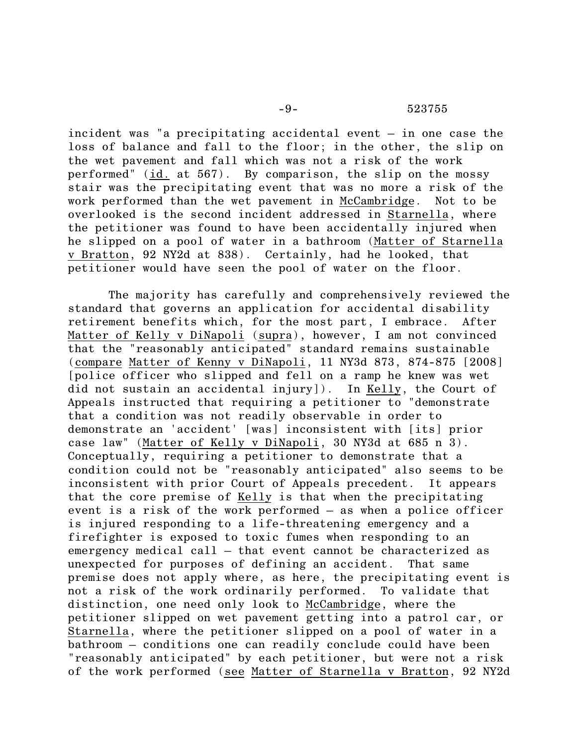incident was "a precipitating accidental event – in one case the loss of balance and fall to the floor; in the other, the slip on the wet pavement and fall which was not a risk of the work performed" (id. at 567). By comparison, the slip on the mossy stair was the precipitating event that was no more a risk of the work performed than the wet pavement in McCambridge. Not to be overlooked is the second incident addressed in Starnella, where the petitioner was found to have been accidentally injured when he slipped on a pool of water in a bathroom (Matter of Starnella v Bratton, 92 NY2d at 838). Certainly, had he looked, that petitioner would have seen the pool of water on the floor.

The majority has carefully and comprehensively reviewed the standard that governs an application for accidental disability retirement benefits which, for the most part, I embrace. After Matter of Kelly v DiNapoli (supra), however, I am not convinced that the "reasonably anticipated" standard remains sustainable (compare Matter of Kenny v DiNapoli, 11 NY3d 873, 874-875 [2008] [police officer who slipped and fell on a ramp he knew was wet did not sustain an accidental injury]). In Kelly, the Court of Appeals instructed that requiring a petitioner to "demonstrate that a condition was not readily observable in order to demonstrate an 'accident' [was] inconsistent with [its] prior case law" (Matter of Kelly v DiNapoli, 30 NY3d at 685 n 3). Conceptually, requiring a petitioner to demonstrate that a condition could not be "reasonably anticipated" also seems to be inconsistent with prior Court of Appeals precedent. It appears that the core premise of Kelly is that when the precipitating event is a risk of the work performed – as when a police officer is injured responding to a life-threatening emergency and a firefighter is exposed to toxic fumes when responding to an emergency medical call – that event cannot be characterized as unexpected for purposes of defining an accident. That same premise does not apply where, as here, the precipitating event is not a risk of the work ordinarily performed. To validate that distinction, one need only look to McCambridge, where the petitioner slipped on wet pavement getting into a patrol car, or Starnella, where the petitioner slipped on a pool of water in a bathroom – conditions one can readily conclude could have been "reasonably anticipated" by each petitioner, but were not a risk of the work performed (see Matter of Starnella v Bratton, 92 NY2d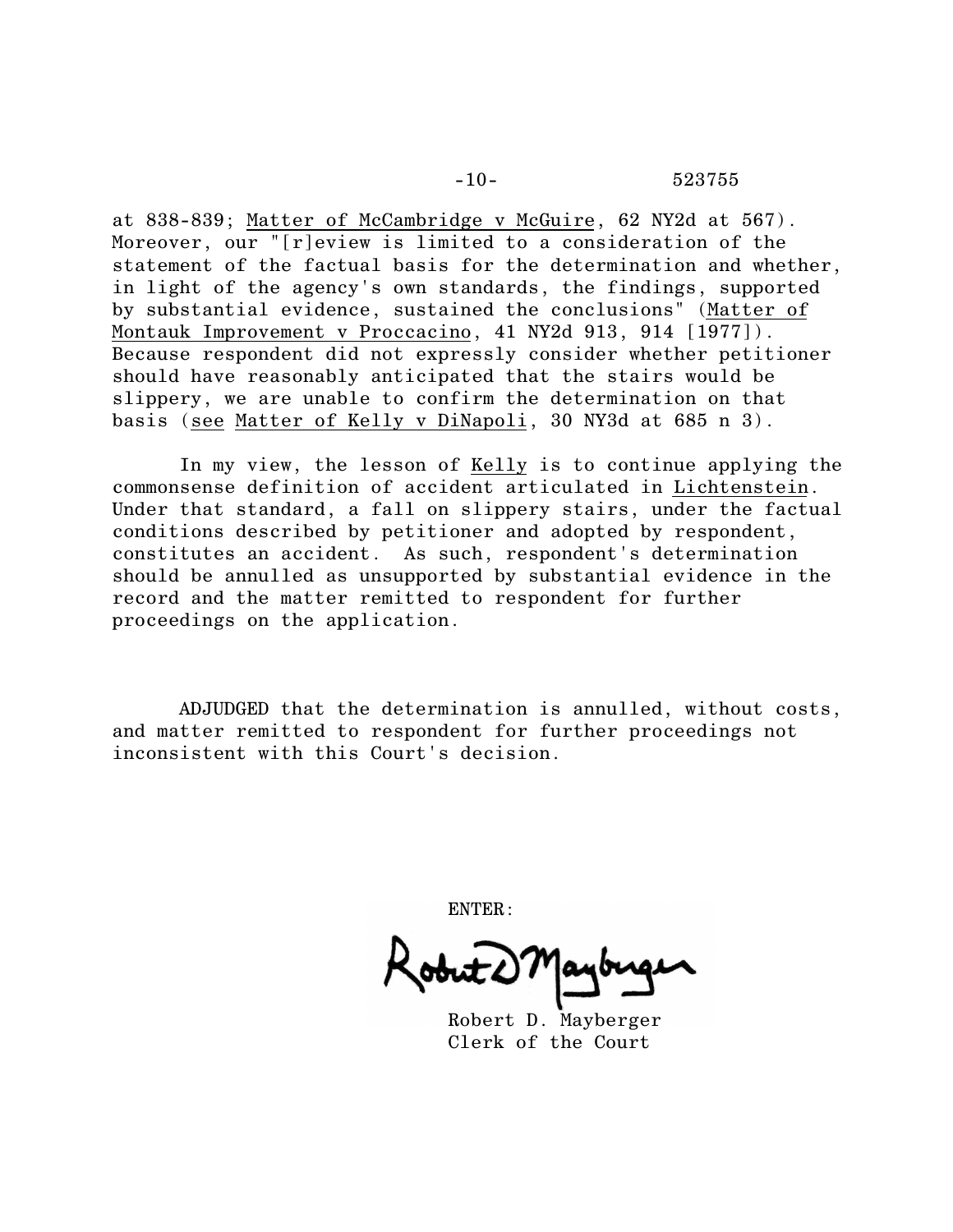at 838-839; Matter of McCambridge v McGuire, 62 NY2d at 567). Moreover, our "[r]eview is limited to a consideration of the statement of the factual basis for the determination and whether, in light of the agency's own standards, the findings, supported by substantial evidence, sustained the conclusions" (Matter of Montauk Improvement v Proccacino, 41 NY2d 913, 914 [1977]). Because respondent did not expressly consider whether petitioner should have reasonably anticipated that the stairs would be slippery, we are unable to confirm the determination on that basis (see Matter of Kelly v DiNapoli, 30 NY3d at 685 n 3).

In my view, the lesson of Kelly is to continue applying the commonsense definition of accident articulated in Lichtenstein. Under that standard, a fall on slippery stairs, under the factual conditions described by petitioner and adopted by respondent, constitutes an accident. As such, respondent's determination should be annulled as unsupported by substantial evidence in the record and the matter remitted to respondent for further proceedings on the application.

ADJUDGED that the determination is annulled, without costs, and matter remitted to respondent for further proceedings not inconsistent with this Court's decision.

ENTER:

Robert D. Mayberger
Clerk of the Court